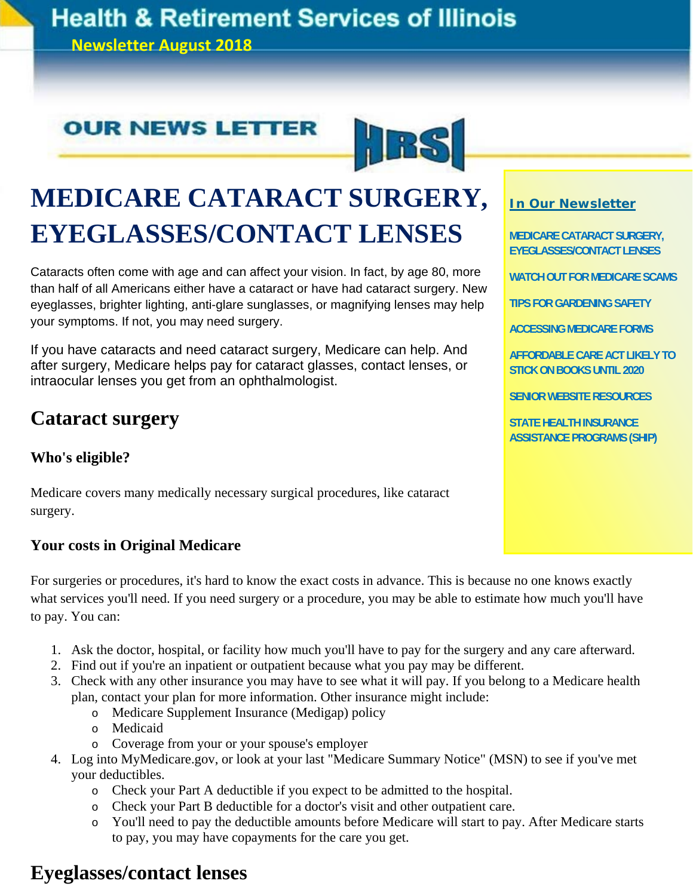# Health & Retirement Services of Illinois

**Newsletter August 2018**

OUR NEWS LETTER

HRSI

**In Our Newsletter**

MEDICARE CATARACT SURGERY, EYEGLASSES/CONTACT LENSES

WATCH OUT FOR MEDICARE SCAMS

TIPS FOR GARDENING SAFETY

ACCESSING MEDICARE FORMS

AFFORDABLE CARE ACT LIKELY TO STICK ON BOOKS UNTIL 2020

SENIOR WEBSITE RESOURCES

STATE HEALTH INSURANCE ASSISTANCE PROGRAMS (SHIP)

# MEDICARE CATARACT SURGERY, EYEGLASSES/CONTACT LENSES

Cataracts often come with age and can affect your vision. In fact, by age 80, more than half of all Americans either have a cataract or have had cataract surgery. New eyeglasses, brighter lighting, anti-glare sunglasses, or magnifying lenses may help your symptoms. If not, you may need surgery.

If you have cataracts and need cataract surgery, Medicare can help. And after surgery, Medicare helps pay for cataract glasses, contact lenses, or intraocular lenses you get from an ophthalmologist.

## Cataract surgery

### Who's eligible?

Medicare covers many medically necessary surgical procedures, like cataract surgery.

### Your costs in Original Medicare

For surgeries or procedures, it's hard to know the exact costs in advance. This is because no one knows exactly what services you'll need. If you need surgery or a procedure, you may be able to estimate how much you'll have to pay. You can:

1. Ask the doctor, hospital, or facility how much you'll have to pay for the surgery and any care afterward.
2. Find out if you're an inpatient or outpatient because what you pay may be different.
3. Check with any other insurance you may have to see what it will pay. If you belong to a Medicare health plan, contact your plan for more information. Other insurance might include:
   - Medicare Supplement Insurance (Medigap) policy
   - Medicaid
   - Coverage from your or your spouse's employer
4. Log into MyMedicare.gov, or look at your last "Medicare Summary Notice" (MSN) to see if you've met your deductibles.
   - Check your Part A deductible if you expect to be admitted to the hospital.
   - Check your Part B deductible for a doctor's visit and other outpatient care.
   - You'll need to pay the deductible amounts before Medicare will start to pay. After Medicare starts to pay, you may have copayments for the care you get.

## Eyeglasses/contact lenses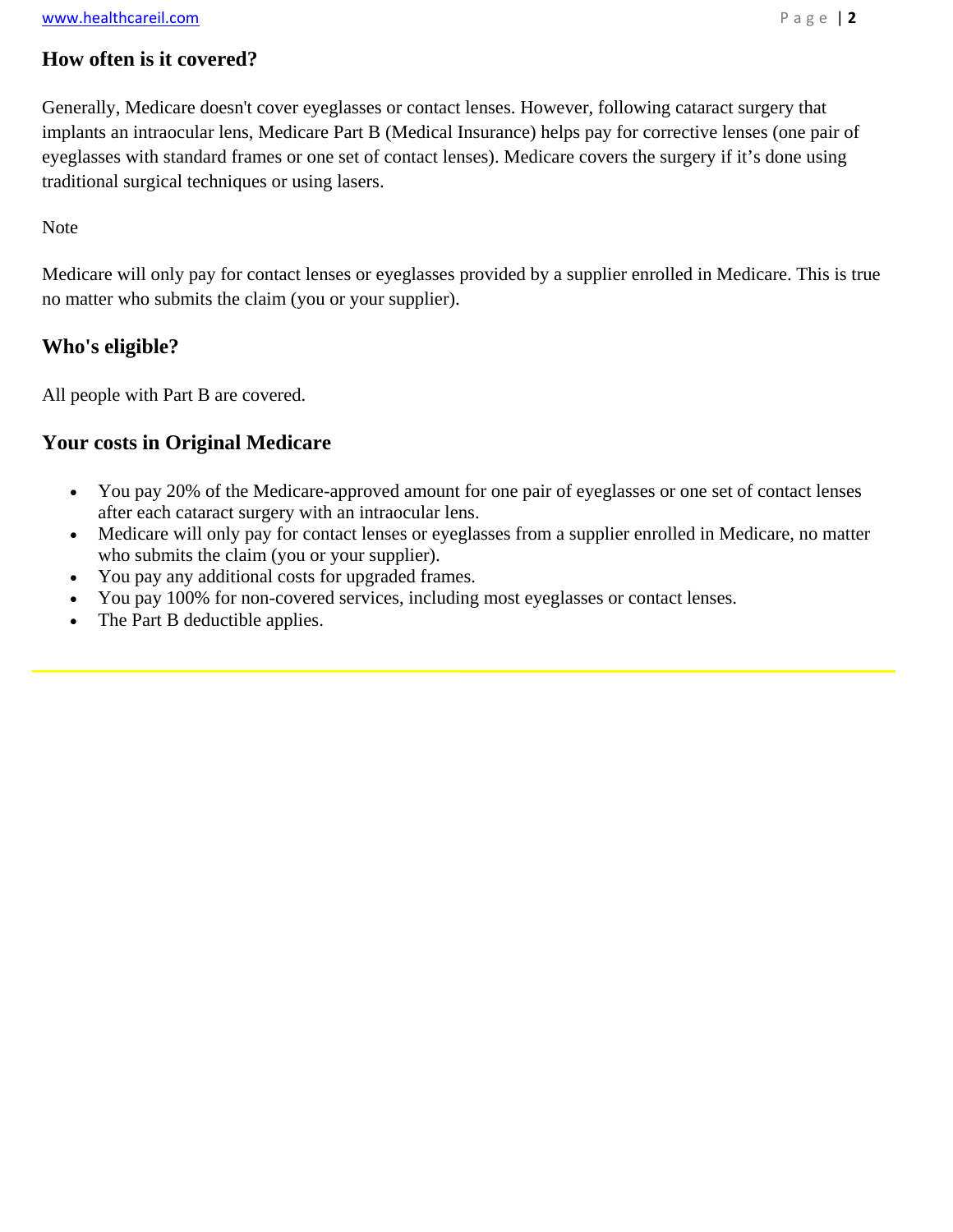## How often is it covered?

Generally, Medicare doesn't cover eyeglasses or contact lenses. However, following cataract surgery that implants an intraocular lens, Medicare Part B (Medical Insurance) helps pay for corrective lenses (one pair of eyeglasses with standard frames or one set of contact lenses). Medicare covers the surgery if it's done using traditional surgical techniques or using lasers.

Note

Medicare will only pay for contact lenses or eyeglasses provided by a supplier enrolled in Medicare. This is true no matter who submits the claim (you or your supplier).

## Who's eligible?

All people with Part B are covered.

## Your costs in Original Medicare

- You pay 20% of the Medicare-approved amount for one pair of eyeglasses or one set of contact lenses after each cataract surgery with an intraocular lens.
- Medicare will only pay for contact lenses or eyeglasses from a supplier enrolled in Medicare, no matter who submits the claim (you or your supplier).
- You pay any additional costs for upgraded frames.
- You pay 100% for non-covered services, including most eyeglasses or contact lenses.
- The Part B deductible applies.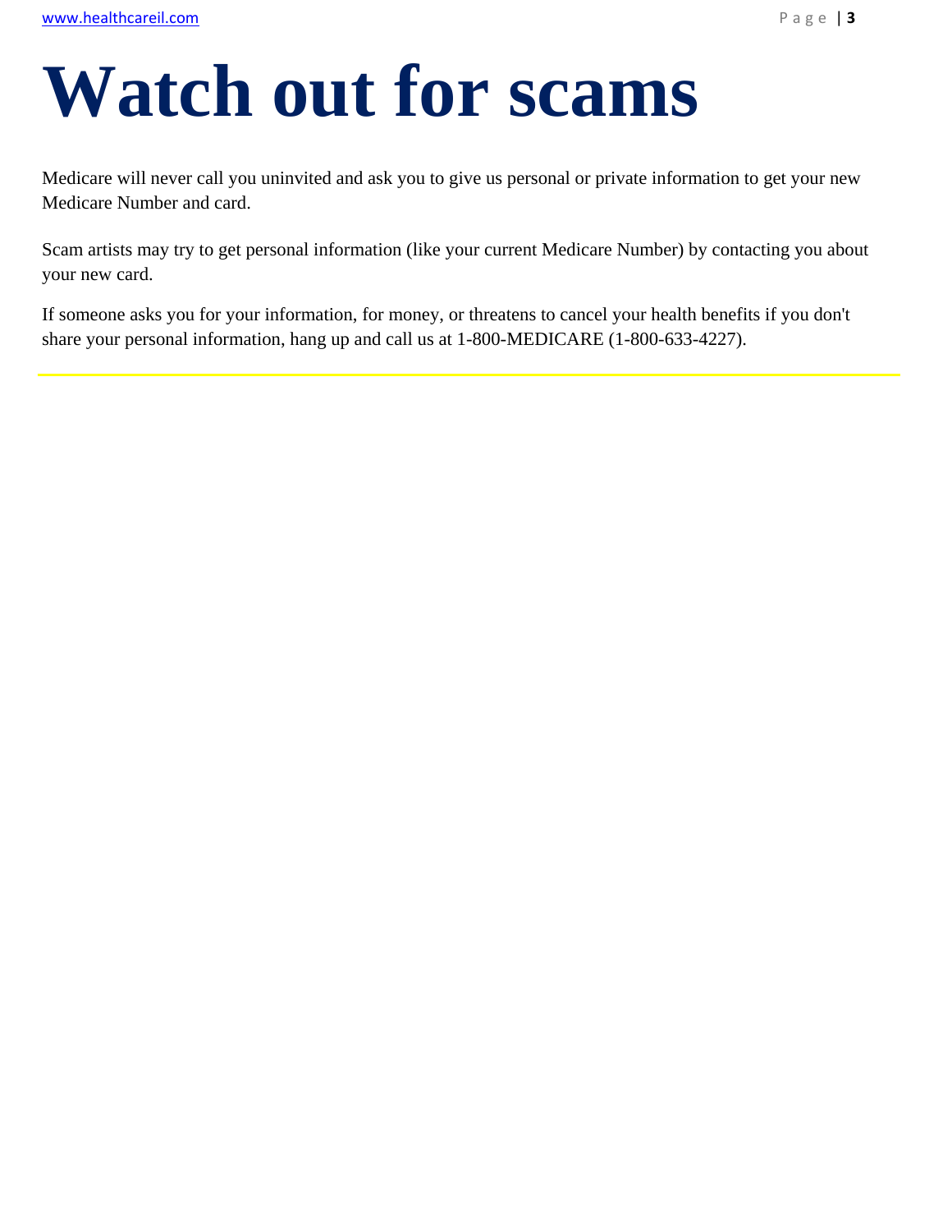# Watch out for scams

Medicare will never call you uninvited and ask you to give us personal or private information to get your new Medicare Number and card.

Scam artists may try to get personal information (like your current Medicare Number) by contacting you about your new card.

If someone asks you for your information, for money, or threatens to cancel your health benefits if you don't share your personal information, hang up and call us at 1-800-MEDICARE (1-800-633-4227).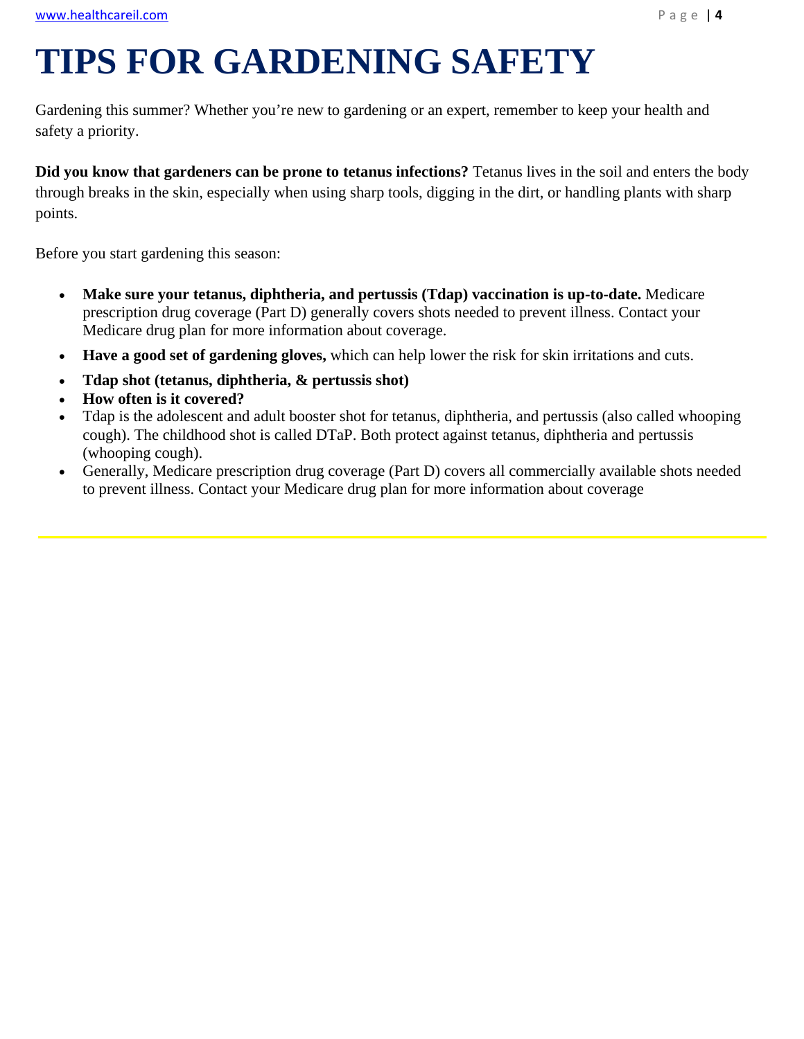# TIPS FOR GARDENING SAFETY

Gardening this summer? Whether you're new to gardening or an expert, remember to keep your health and safety a priority.

**Did you know that gardeners can be prone to tetanus infections?** Tetanus lives in the soil and enters the body through breaks in the skin, especially when using sharp tools, digging in the dirt, or handling plants with sharp points.

Before you start gardening this season:

- **Make sure your tetanus, diphtheria, and pertussis (Tdap) vaccination is up-to-date.** Medicare prescription drug coverage (Part D) generally covers shots needed to prevent illness. Contact your Medicare drug plan for more information about coverage.
- **Have a good set of gardening gloves,** which can help lower the risk for skin irritations and cuts.
- **Tdap shot (tetanus, diphtheria, & pertussis shot)**
- **How often is it covered?**
- Tdap is the adolescent and adult booster shot for tetanus, diphtheria, and pertussis (also called whooping cough). The childhood shot is called DTaP. Both protect against tetanus, diphtheria and pertussis (whooping cough).
- Generally, Medicare prescription drug coverage (Part D) covers all commercially available shots needed to prevent illness. Contact your Medicare drug plan for more information about coverage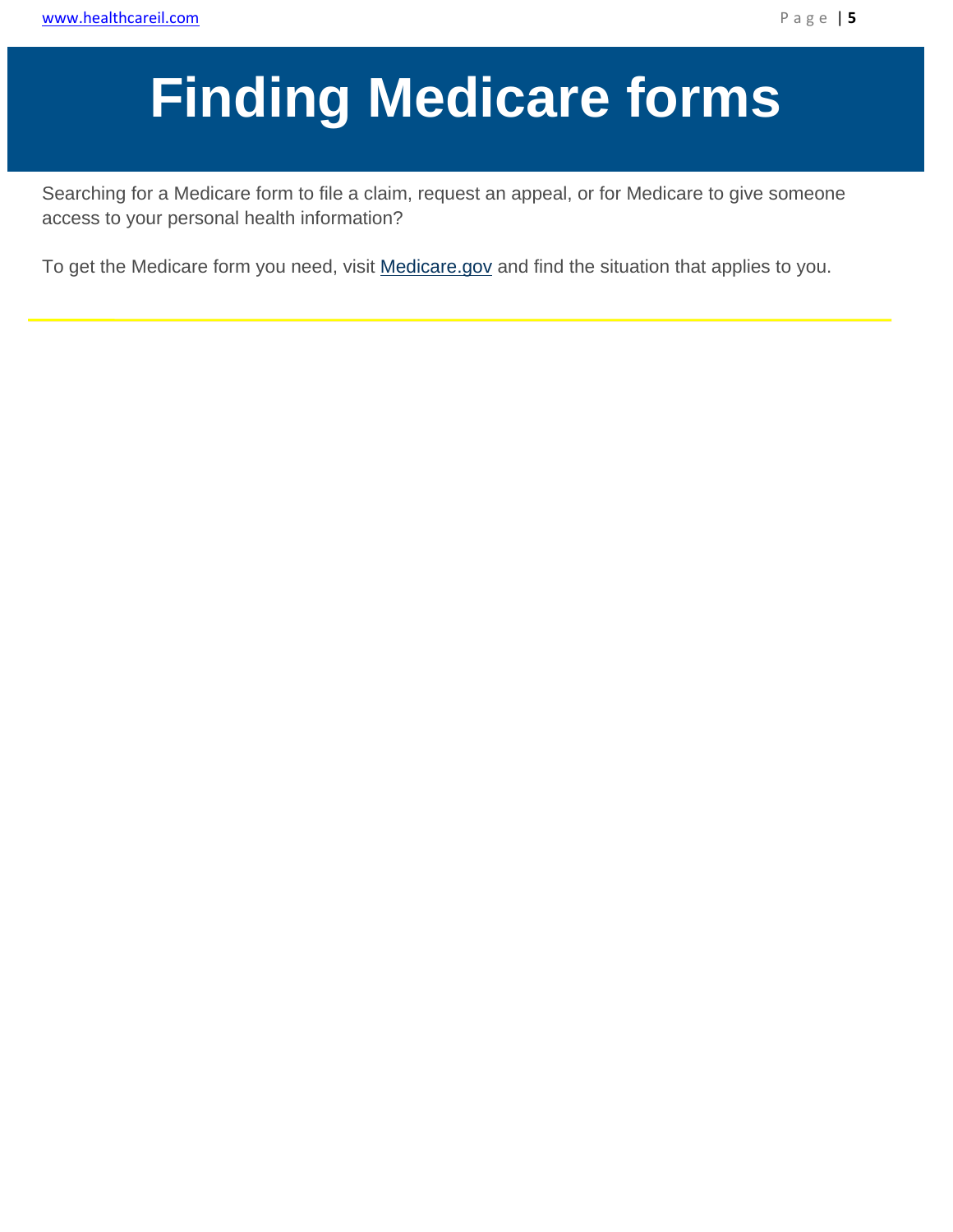# Finding Medicare forms

Searching for a Medicare form to file a claim, request an appeal, or for Medicare to give someone access to your personal health information?

To get the Medicare form you need, visit Medicare.gov and find the situation that applies to you.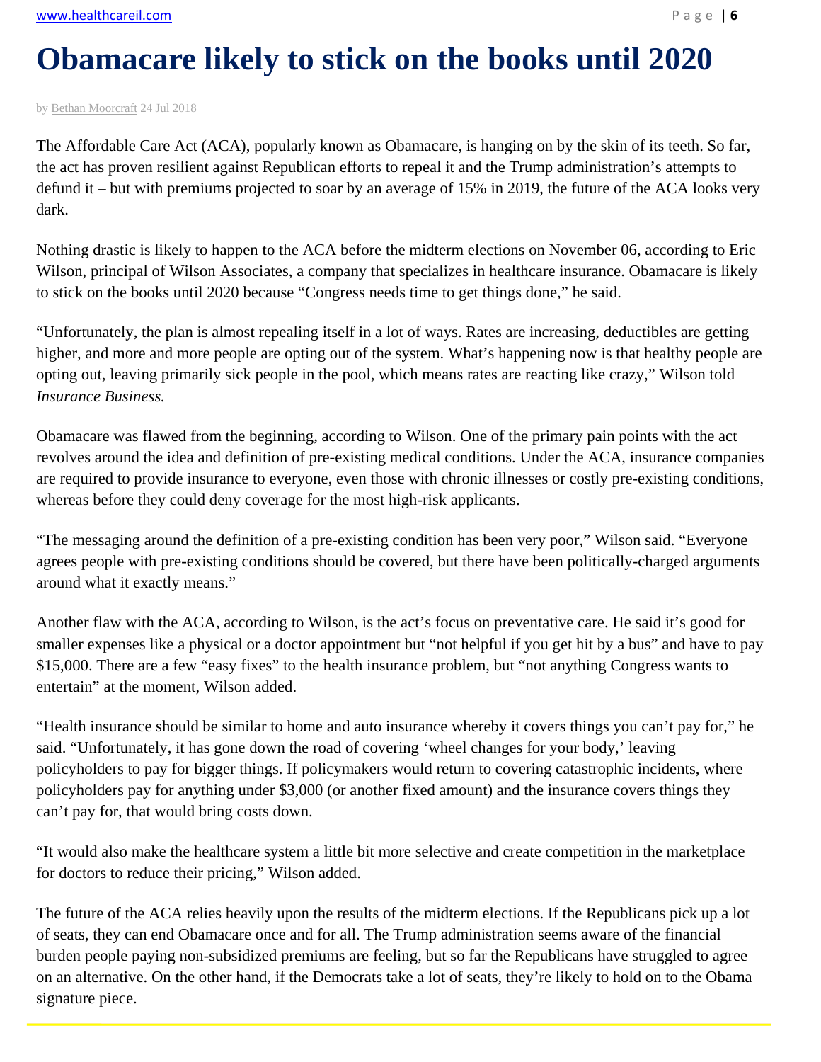# Obamacare likely to stick on the books until 2020

by Bethan Moorcraft 24 Jul 2018

The Affordable Care Act (ACA), popularly known as Obamacare, is hanging on by the skin of its teeth. So far, the act has proven resilient against Republican efforts to repeal it and the Trump administration's attempts to defund it – but with premiums projected to soar by an average of 15% in 2019, the future of the ACA looks very dark.

Nothing drastic is likely to happen to the ACA before the midterm elections on November 06, according to Eric Wilson, principal of Wilson Associates, a company that specializes in healthcare insurance. Obamacare is likely to stick on the books until 2020 because "Congress needs time to get things done," he said.

"Unfortunately, the plan is almost repealing itself in a lot of ways. Rates are increasing, deductibles are getting higher, and more and more people are opting out of the system. What's happening now is that healthy people are opting out, leaving primarily sick people in the pool, which means rates are reacting like crazy," Wilson told *Insurance Business.*

Obamacare was flawed from the beginning, according to Wilson. One of the primary pain points with the act revolves around the idea and definition of pre-existing medical conditions. Under the ACA, insurance companies are required to provide insurance to everyone, even those with chronic illnesses or costly pre-existing conditions, whereas before they could deny coverage for the most high-risk applicants.

"The messaging around the definition of a pre-existing condition has been very poor," Wilson said. "Everyone agrees people with pre-existing conditions should be covered, but there have been politically-charged arguments around what it exactly means."

Another flaw with the ACA, according to Wilson, is the act's focus on preventative care. He said it's good for smaller expenses like a physical or a doctor appointment but "not helpful if you get hit by a bus" and have to pay $15,000. There are a few "easy fixes" to the health insurance problem, but "not anything Congress wants to entertain" at the moment, Wilson added.

"Health insurance should be similar to home and auto insurance whereby it covers things you can't pay for," he said. "Unfortunately, it has gone down the road of covering 'wheel changes for your body,' leaving policyholders to pay for bigger things. If policymakers would return to covering catastrophic incidents, where policyholders pay for anything under $3,000 (or another fixed amount) and the insurance covers things they can't pay for, that would bring costs down.

"It would also make the healthcare system a little bit more selective and create competition in the marketplace for doctors to reduce their pricing," Wilson added.

The future of the ACA relies heavily upon the results of the midterm elections. If the Republicans pick up a lot of seats, they can end Obamacare once and for all. The Trump administration seems aware of the financial burden people paying non-subsidized premiums are feeling, but so far the Republicans have struggled to agree on an alternative. On the other hand, if the Democrats take a lot of seats, they're likely to hold on to the Obama signature piece.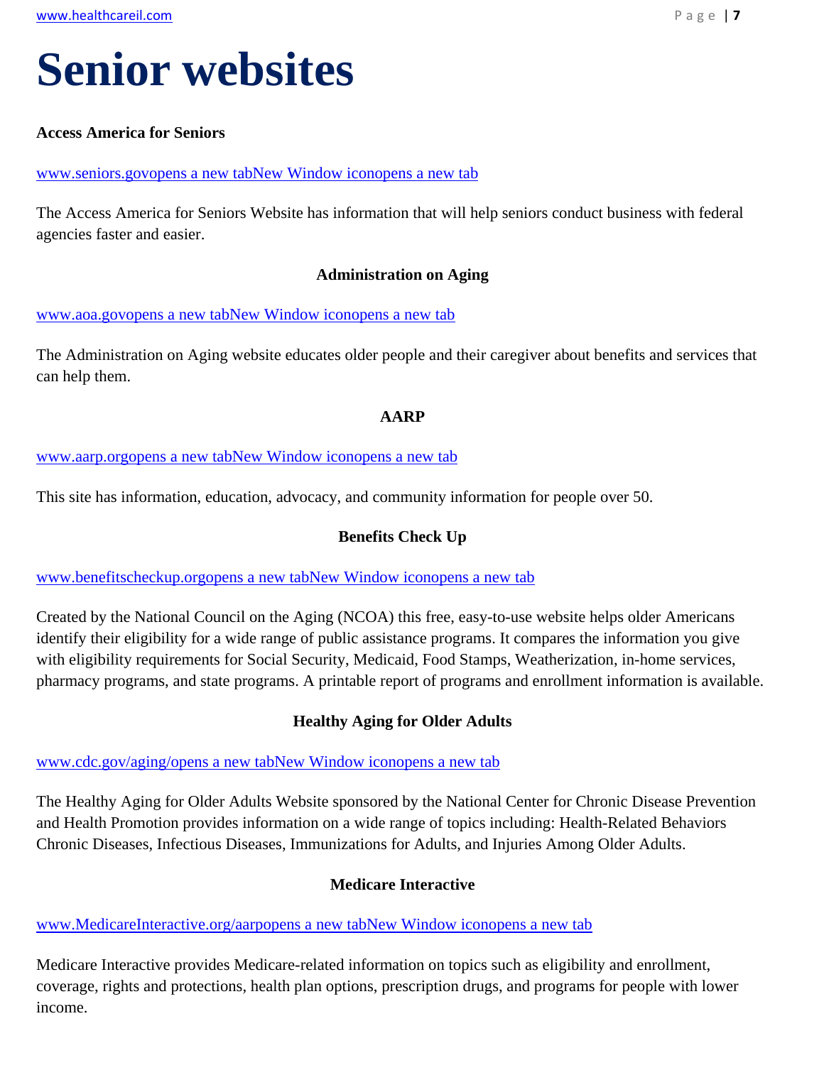# Senior websites

**Access America for Seniors**

www.seniors.govopens a new tabNew Window iconopens a new tab

The Access America for Seniors Website has information that will help seniors conduct business with federal agencies faster and easier.

**Administration on Aging**

www.aoa.govopens a new tabNew Window iconopens a new tab

The Administration on Aging website educates older people and their caregiver about benefits and services that can help them.

**AARP**

www.aarp.orgopens a new tabNew Window iconopens a new tab

This site has information, education, advocacy, and community information for people over 50.

**Benefits Check Up**

www.benefitscheckup.orgopens a new tabNew Window iconopens a new tab

Created by the National Council on the Aging (NCOA) this free, easy-to-use website helps older Americans identify their eligibility for a wide range of public assistance programs. It compares the information you give with eligibility requirements for Social Security, Medicaid, Food Stamps, Weatherization, in-home services, pharmacy programs, and state programs. A printable report of programs and enrollment information is available.

**Healthy Aging for Older Adults**

www.cdc.gov/aging/opens a new tabNew Window iconopens a new tab

The Healthy Aging for Older Adults Website sponsored by the National Center for Chronic Disease Prevention and Health Promotion provides information on a wide range of topics including: Health-Related Behaviors Chronic Diseases, Infectious Diseases, Immunizations for Adults, and Injuries Among Older Adults.

**Medicare Interactive**

www.MedicareInteractive.org/aarpopens a new tabNew Window iconopens a new tab

Medicare Interactive provides Medicare-related information on topics such as eligibility and enrollment, coverage, rights and protections, health plan options, prescription drugs, and programs for people with lower income.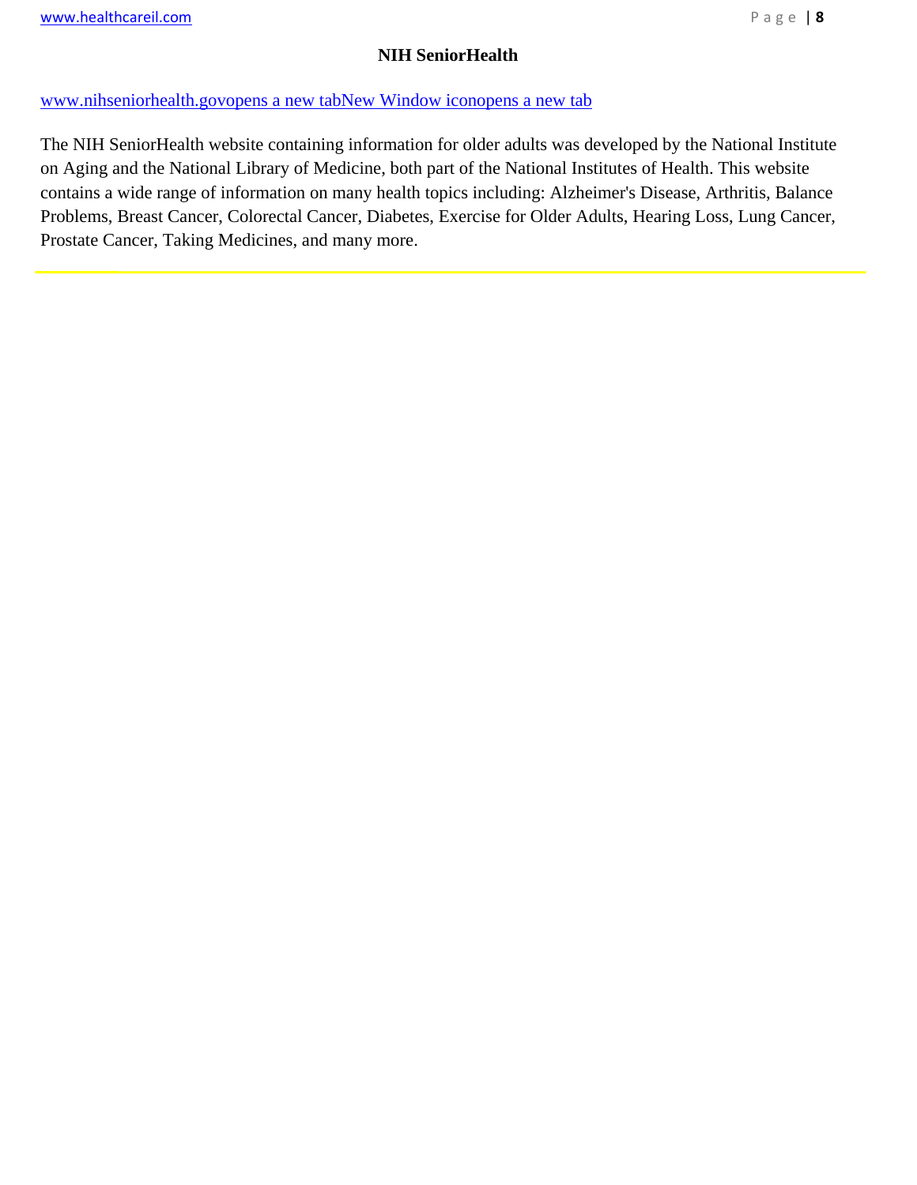## NIH SeniorHealth

www.nihseniorhealth.govopens a new tabNew Window iconopens a new tab

The NIH SeniorHealth website containing information for older adults was developed by the National Institute on Aging and the National Library of Medicine, both part of the National Institutes of Health. This website contains a wide range of information on many health topics including: Alzheimer's Disease, Arthritis, Balance Problems, Breast Cancer, Colorectal Cancer, Diabetes, Exercise for Older Adults, Hearing Loss, Lung Cancer, Prostate Cancer, Taking Medicines, and many more.

---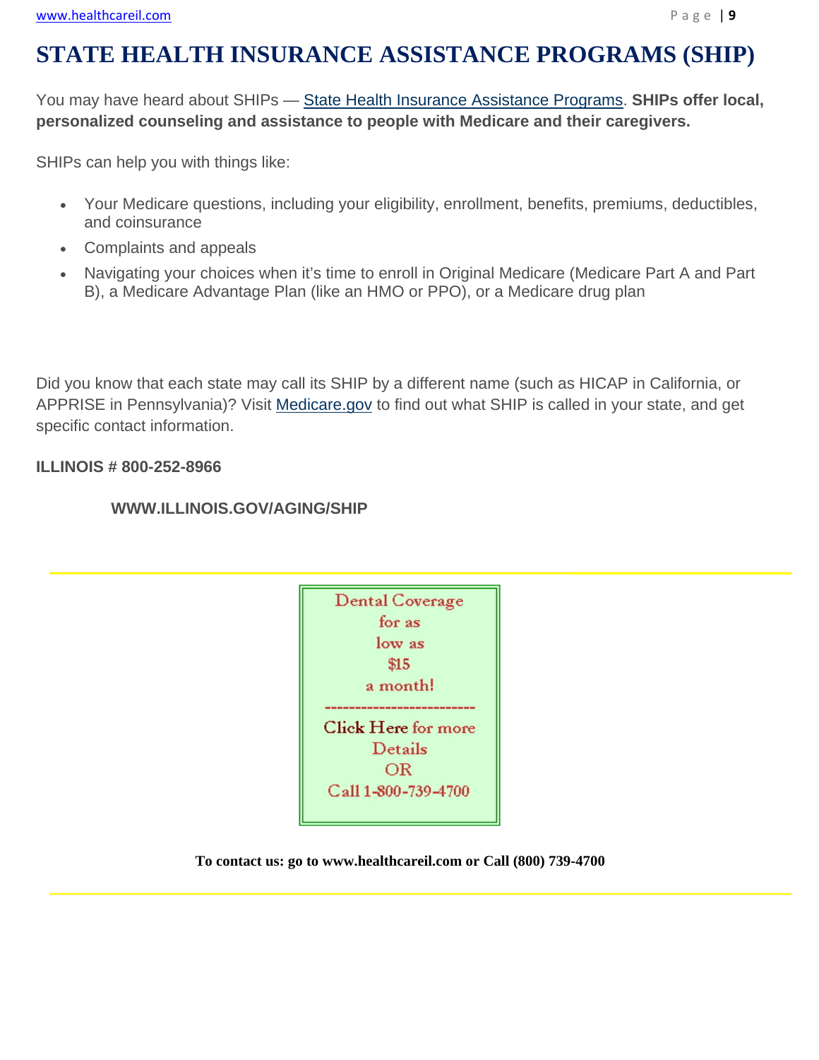# STATE HEALTH INSURANCE ASSISTANCE PROGRAMS (SHIP)

You may have heard about SHIPs — State Health Insurance Assistance Programs. **SHIPs offer local, personalized counseling and assistance to people with Medicare and their caregivers.**

SHIPs can help you with things like:

- Your Medicare questions, including your eligibility, enrollment, benefits, premiums, deductibles, and coinsurance
- Complaints and appeals
- Navigating your choices when it's time to enroll in Original Medicare (Medicare Part A and Part B), a Medicare Advantage Plan (like an HMO or PPO), or a Medicare drug plan

Did you know that each state may call its SHIP by a different name (such as HICAP in California, or APPRISE in Pennsylvania)? Visit Medicare.gov to find out what SHIP is called in your state, and get specific contact information.

**ILLINOIS # 800-252-8966**

**WWW.ILLINOIS.GOV/AGING/SHIP**

Dental Coverage
for as
low as
$15
a month!

Click Here for more
Details
OR
Call 1-800-739-4700

**To contact us: go to www.healthcareil.com or Call (800) 739-4700**